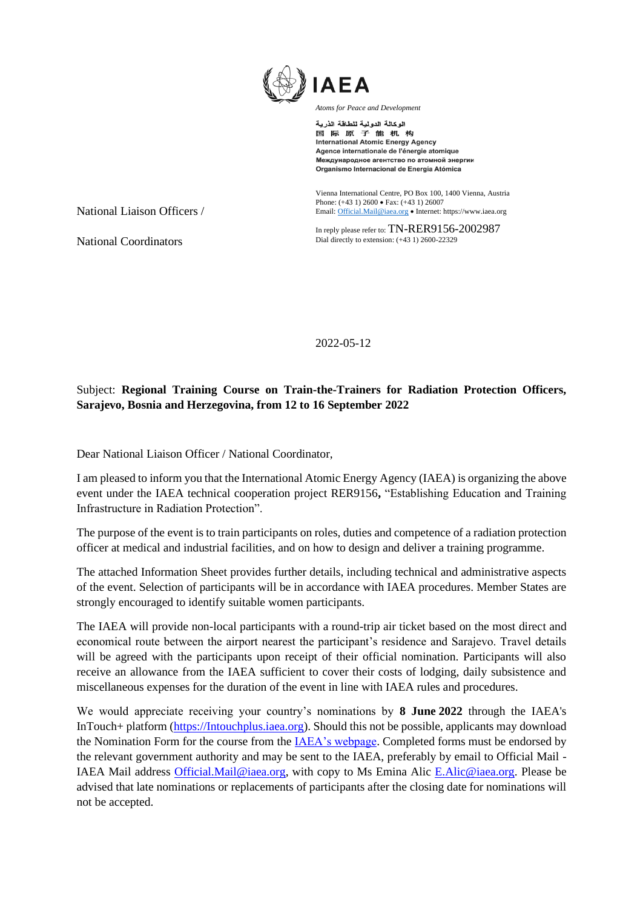**IAEA**

*Atoms for Peace and Development*

الوكالة الدولية للطاقة الذرية
国际原子能机构
International Atomic Energy Agency
Agence internationale de l'énergie atomique
Международное агентство по атомной энергии
Organismo Internacional de Energía Atómica

Vienna International Centre, PO Box 100, 1400 Vienna, Austria
Phone: (+43 1) 2600 • Fax: (+43 1) 26007
Email: Official.Mail@iaea.org • Internet: https://www.iaea.org

National Liaison Officers /

National Coordinators

In reply please refer to: TN-RER9156-2002987
Dial directly to extension: (+43 1) 2600-22329

2022-05-12

Subject: **Regional Training Course on Train-the-Trainers for Radiation Protection Officers, Sarajevo, Bosnia and Herzegovina, from 12 to 16 September 2022**

Dear National Liaison Officer / National Coordinator,

I am pleased to inform you that the International Atomic Energy Agency (IAEA) is organizing the above event under the IAEA technical cooperation project RER9156**,** "Establishing Education and Training Infrastructure in Radiation Protection".

The purpose of the event is to train participants on roles, duties and competence of a radiation protection officer at medical and industrial facilities, and on how to design and deliver a training programme.

The attached Information Sheet provides further details, including technical and administrative aspects of the event. Selection of participants will be in accordance with IAEA procedures. Member States are strongly encouraged to identify suitable women participants.

The IAEA will provide non-local participants with a round-trip air ticket based on the most direct and economical route between the airport nearest the participant's residence and Sarajevo. Travel details will be agreed with the participants upon receipt of their official nomination. Participants will also receive an allowance from the IAEA sufficient to cover their costs of lodging, daily subsistence and miscellaneous expenses for the duration of the event in line with IAEA rules and procedures.

We would appreciate receiving your country's nominations by **8 June 2022** through the IAEA's InTouch+ platform ([https://Intouchplus.iaea.org](https://Intouchplus.iaea.org)). Should this not be possible, applicants may download the Nomination Form for the course from the IAEA's webpage. Completed forms must be endorsed by the relevant government authority and may be sent to the IAEA, preferably by email to Official Mail - IAEA Mail address Official.Mail@iaea.org, with copy to Ms Emina Alic E.Alic@iaea.org. Please be advised that late nominations or replacements of participants after the closing date for nominations will not be accepted.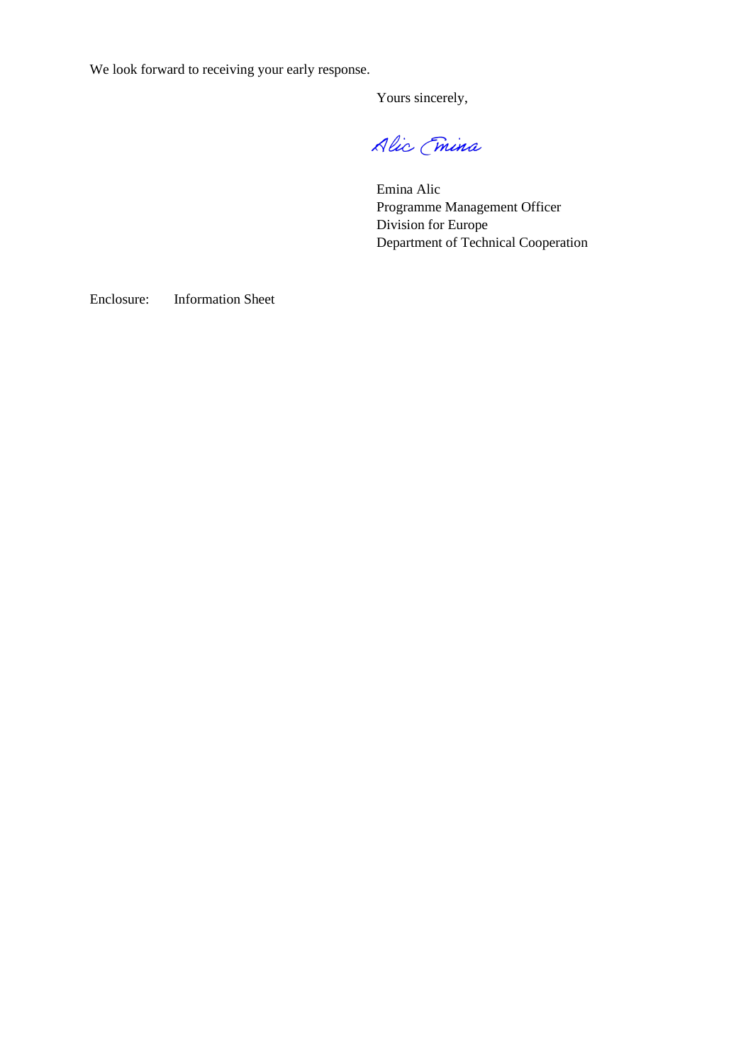We look forward to receiving your early response.

Yours sincerely,

Alic Emina

Emina Alic
Programme Management Officer
Division for Europe
Department of Technical Cooperation

Enclosure: Information Sheet